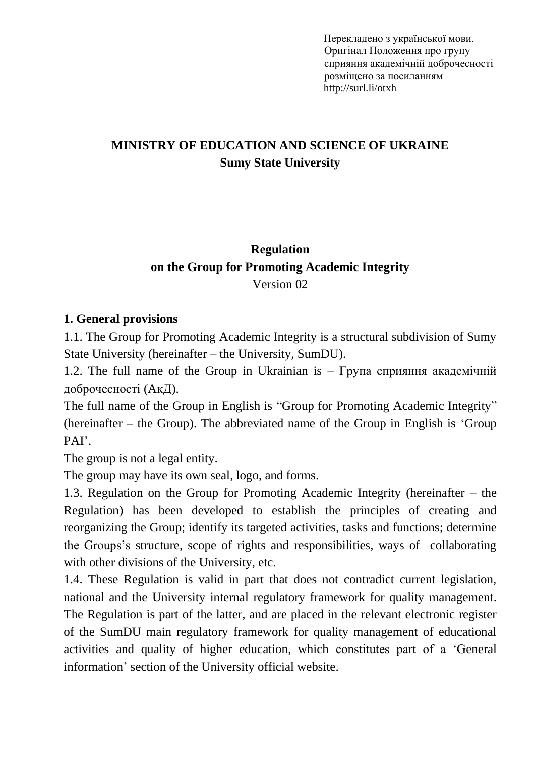Перекладено з української мови.
Оригінал Положення про групу
сприяння академічній доброчесності
розміщено за посиланням
http://surl.li/otxh

**MINISTRY OF EDUCATION AND SCIENCE OF UKRAINE**
**Sumy State University**

# Regulation
# on the Group for Promoting Academic Integrity

Version 02

## 1. General provisions

1.1. The Group for Promoting Academic Integrity is a structural subdivision of Sumy State University (hereinafter – the University, SumDU).

1.2. The full name of the Group in Ukrainian is – Група сприяння академічній доброчесності (АкД).

The full name of the Group in English is "Group for Promoting Academic Integrity" (hereinafter – the Group). The abbreviated name of the Group in English is 'Group PAI'.

The group is not a legal entity.

The group may have its own seal, logo, and forms.

1.3. Regulation on the Group for Promoting Academic Integrity (hereinafter – the Regulation) has been developed to establish the principles of creating and reorganizing the Group; identify its targeted activities, tasks and functions; determine the Groups's structure, scope of rights and responsibilities, ways of collaborating with other divisions of the University, etc.

1.4. These Regulation is valid in part that does not contradict current legislation, national and the University internal regulatory framework for quality management. The Regulation is part of the latter, and are placed in the relevant electronic register of the SumDU main regulatory framework for quality management of educational activities and quality of higher education, which constitutes part of a 'General information' section of the University official website.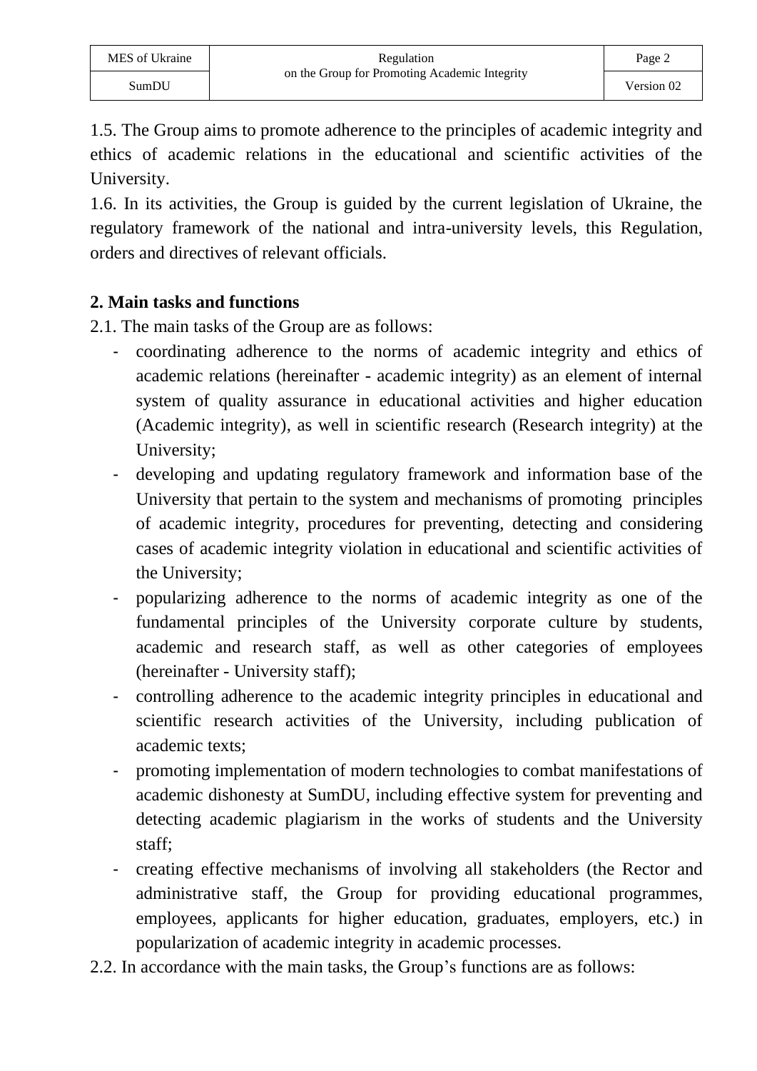1.5. The Group aims to promote adherence to the principles of academic integrity and ethics of academic relations in the educational and scientific activities of the University.

1.6. In its activities, the Group is guided by the current legislation of Ukraine, the regulatory framework of the national and intra-university levels, this Regulation, orders and directives of relevant officials.

## 2. Main tasks and functions

2.1. The main tasks of the Group are as follows:

- coordinating adherence to the norms of academic integrity and ethics of academic relations (hereinafter - academic integrity) as an element of internal system of quality assurance in educational activities and higher education (Academic integrity), as well in scientific research (Research integrity) at the University;
- developing and updating regulatory framework and information base of the University that pertain to the system and mechanisms of promoting principles of academic integrity, procedures for preventing, detecting and considering cases of academic integrity violation in educational and scientific activities of the University;
- popularizing adherence to the norms of academic integrity as one of the fundamental principles of the University corporate culture by students, academic and research staff, as well as other categories of employees (hereinafter - University staff);
- controlling adherence to the academic integrity principles in educational and scientific research activities of the University, including publication of academic texts;
- promoting implementation of modern technologies to combat manifestations of academic dishonesty at SumDU, including effective system for preventing and detecting academic plagiarism in the works of students and the University staff;
- creating effective mechanisms of involving all stakeholders (the Rector and administrative staff, the Group for providing educational programmes, employees, applicants for higher education, graduates, employers, etc.) in popularization of academic integrity in academic processes.

2.2. In accordance with the main tasks, the Group's functions are as follows: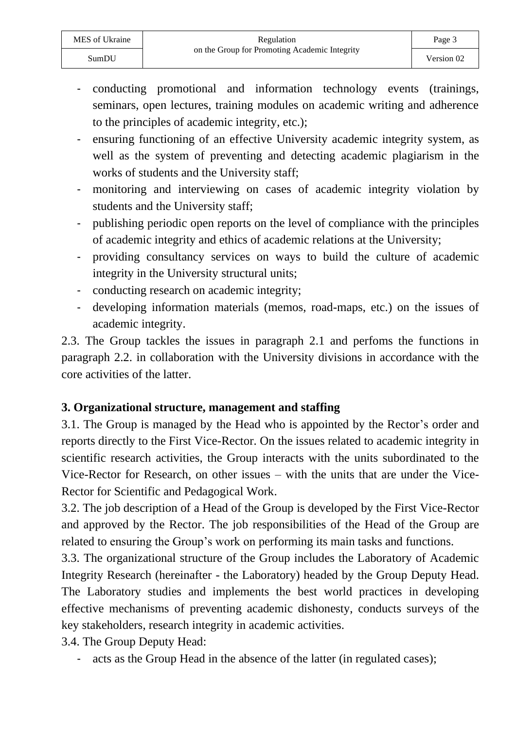- conducting promotional and information technology events (trainings, seminars, open lectures, training modules on academic writing and adherence to the principles of academic integrity, etc.);
- ensuring functioning of an effective University academic integrity system, as well as the system of preventing and detecting academic plagiarism in the works of students and the University staff;
- monitoring and interviewing on cases of academic integrity violation by students and the University staff;
- publishing periodic open reports on the level of compliance with the principles of academic integrity and ethics of academic relations at the University;
- providing consultancy services on ways to build the culture of academic integrity in the University structural units;
- conducting research on academic integrity;
- developing information materials (memos, road-maps, etc.) on the issues of academic integrity.

2.3. The Group tackles the issues in paragraph 2.1 and perfoms the functions in paragraph 2.2. in collaboration with the University divisions in accordance with the core activities of the latter.

## 3. Organizational structure, management and staffing

3.1. The Group is managed by the Head who is appointed by the Rector's order and reports directly to the First Vice-Rector. On the issues related to academic integrity in scientific research activities, the Group interacts with the units subordinated to the Vice-Rector for Research, on other issues – with the units that are under the Vice-Rector for Scientific and Pedagogical Work.

3.2. The job description of a Head of the Group is developed by the First Vice-Rector and approved by the Rector. The job responsibilities of the Head of the Group are related to ensuring the Group's work on performing its main tasks and functions.

3.3. The organizational structure of the Group includes the Laboratory of Academic Integrity Research (hereinafter - the Laboratory) headed by the Group Deputy Head. The Laboratory studies and implements the best world practices in developing effective mechanisms of preventing academic dishonesty, conducts surveys of the key stakeholders, research integrity in academic activities.

3.4. The Group Deputy Head:

- acts as the Group Head in the absence of the latter (in regulated cases);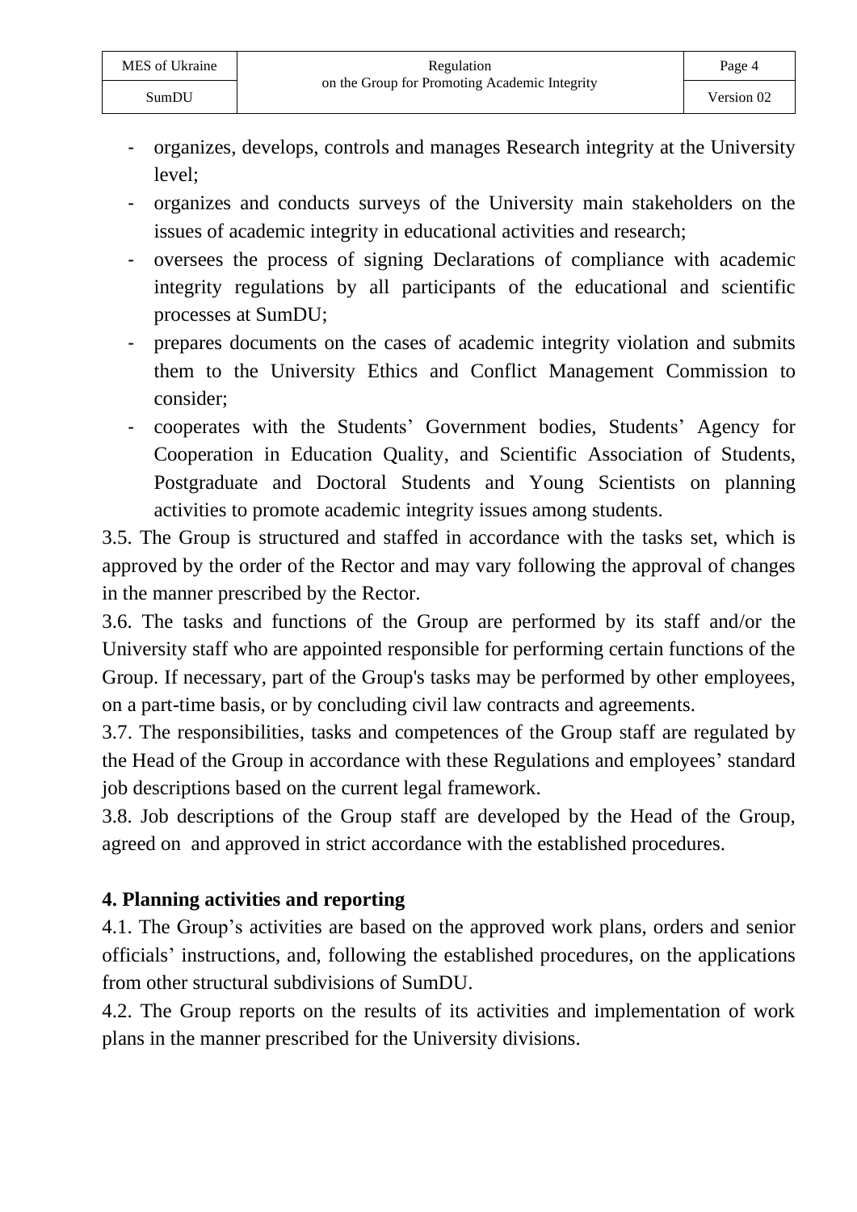- organizes, develops, controls and manages Research integrity at the University level;
- organizes and conducts surveys of the University main stakeholders on the issues of academic integrity in educational activities and research;
- oversees the process of signing Declarations of compliance with academic integrity regulations by all participants of the educational and scientific processes at SumDU;
- prepares documents on the cases of academic integrity violation and submits them to the University Ethics and Conflict Management Commission to consider;
- cooperates with the Students' Government bodies, Students' Agency for Cooperation in Education Quality, and Scientific Association of Students, Postgraduate and Doctoral Students and Young Scientists on planning activities to promote academic integrity issues among students.

3.5. The Group is structured and staffed in accordance with the tasks set, which is approved by the order of the Rector and may vary following the approval of changes in the manner prescribed by the Rector.

3.6. The tasks and functions of the Group are performed by its staff and/or the University staff who are appointed responsible for performing certain functions of the Group. If necessary, part of the Group's tasks may be performed by other employees, on a part-time basis, or by concluding civil law contracts and agreements.

3.7. The responsibilities, tasks and competences of the Group staff are regulated by the Head of the Group in accordance with these Regulations and employees' standard job descriptions based on the current legal framework.

3.8. Job descriptions of the Group staff are developed by the Head of the Group, agreed on and approved in strict accordance with the established procedures.

## 4. Planning activities and reporting

4.1. The Group's activities are based on the approved work plans, orders and senior officials' instructions, and, following the established procedures, on the applications from other structural subdivisions of SumDU.

4.2. The Group reports on the results of its activities and implementation of work plans in the manner prescribed for the University divisions.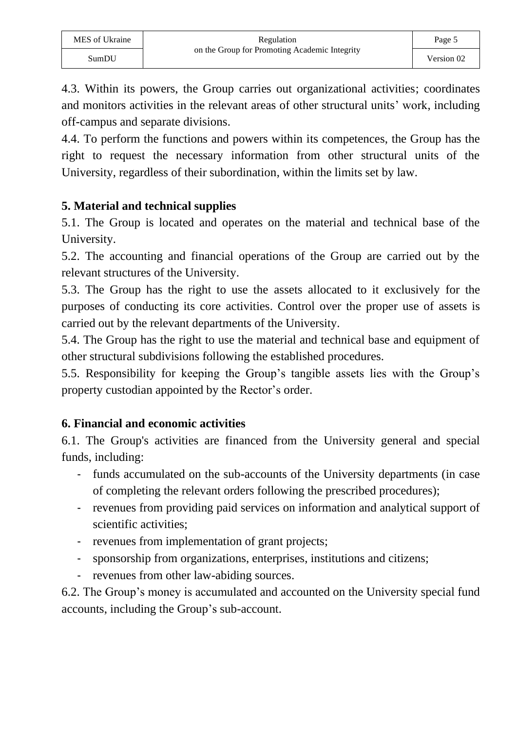4.3. Within its powers, the Group carries out organizational activities; coordinates and monitors activities in the relevant areas of other structural units' work, including off-campus and separate divisions.

4.4. To perform the functions and powers within its competences, the Group has the right to request the necessary information from other structural units of the University, regardless of their subordination, within the limits set by law.

## 5. Material and technical supplies

5.1. The Group is located and operates on the material and technical base of the University.

5.2. The accounting and financial operations of the Group are carried out by the relevant structures of the University.

5.3. The Group has the right to use the assets allocated to it exclusively for the purposes of conducting its core activities. Control over the proper use of assets is carried out by the relevant departments of the University.

5.4. The Group has the right to use the material and technical base and equipment of other structural subdivisions following the established procedures.

5.5. Responsibility for keeping the Group's tangible assets lies with the Group's property custodian appointed by the Rector's order.

## 6. Financial and economic activities

6.1. The Group's activities are financed from the University general and special funds, including:

- funds accumulated on the sub-accounts of the University departments (in case of completing the relevant orders following the prescribed procedures);
- revenues from providing paid services on information and analytical support of scientific activities;
- revenues from implementation of grant projects;
- sponsorship from organizations, enterprises, institutions and citizens;
- revenues from other law-abiding sources.

6.2. The Group's money is accumulated and accounted on the University special fund accounts, including the Group's sub-account.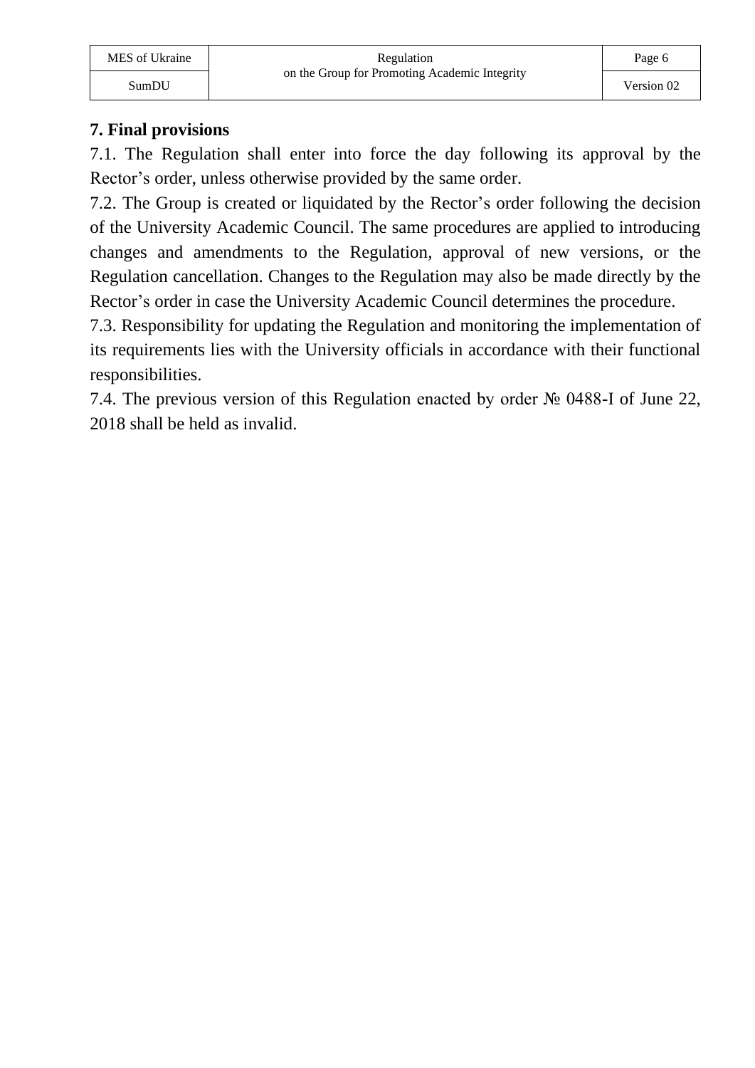## 7. Final provisions

7.1. The Regulation shall enter into force the day following its approval by the Rector's order, unless otherwise provided by the same order.

7.2. The Group is created or liquidated by the Rector's order following the decision of the University Academic Council. The same procedures are applied to introducing changes and amendments to the Regulation, approval of new versions, or the Regulation cancellation. Changes to the Regulation may also be made directly by the Rector's order in case the University Academic Council determines the procedure.

7.3. Responsibility for updating the Regulation and monitoring the implementation of its requirements lies with the University officials in accordance with their functional responsibilities.

7.4. The previous version of this Regulation enacted by order № 0488-I of June 22, 2018 shall be held as invalid.